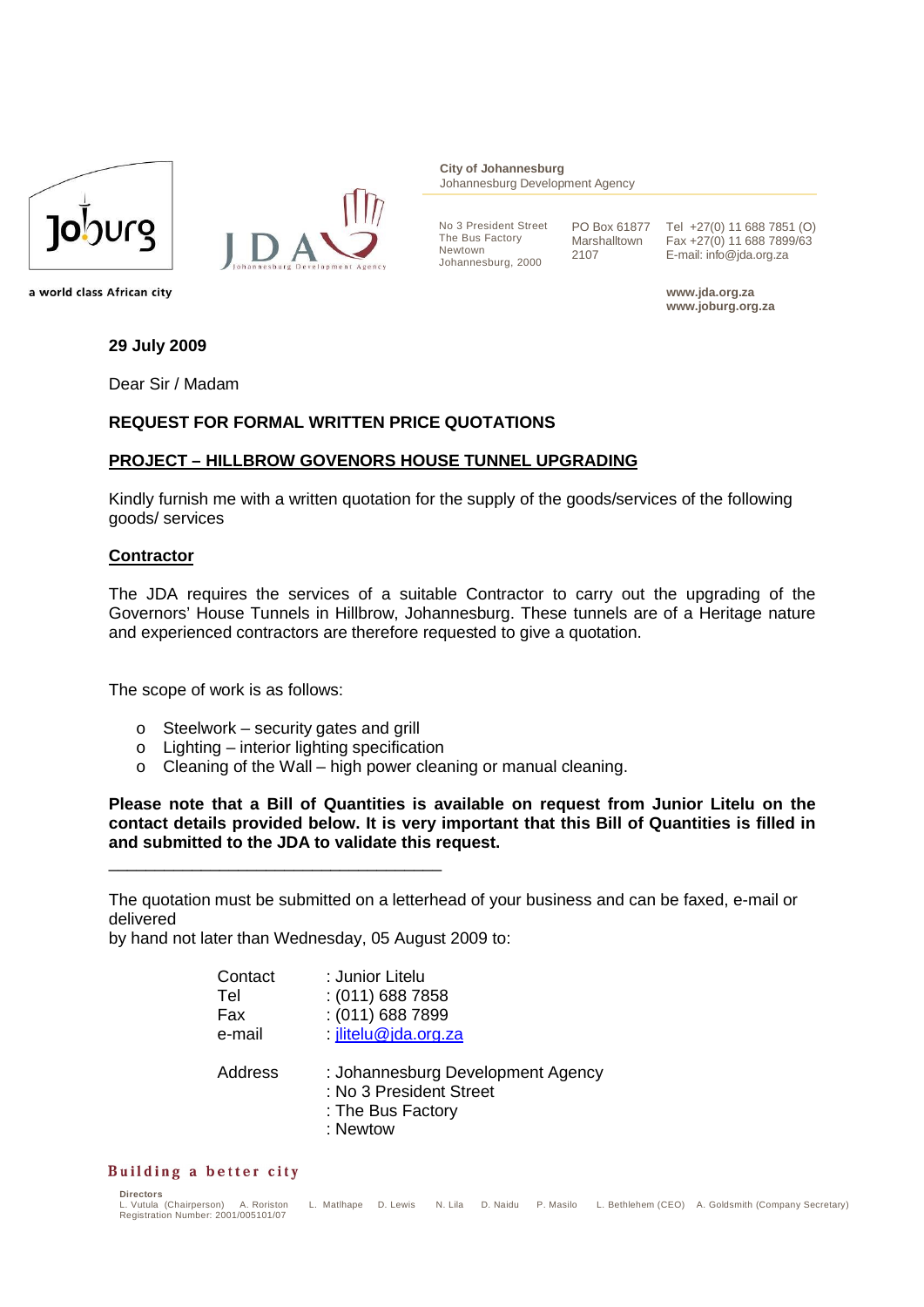City of Johannesburg
Johannesburg Development Agency

No 3 President Street
The Bus Factory
Newtown
Johannesburg, 2000

PO Box 61877
Marshalltown
2107

Tel +27(0) 11 688 7851 (O)
Fax +27(0) 11 688 7899/63
E-mail: info@jda.org.za

**www.jda.org.za**
**www.joburg.org.za**

a world class African city

**29 July 2009**

Dear Sir / Madam

**REQUEST FOR FORMAL WRITTEN PRICE QUOTATIONS**

**PROJECT – HILLBROW GOVENORS HOUSE TUNNEL UPGRADING**

Kindly furnish me with a written quotation for the supply of the goods/services of the following goods/ services

**Contractor**

The JDA requires the services of a suitable Contractor to carry out the upgrading of the Governors' House Tunnels in Hillbrow, Johannesburg. These tunnels are of a Heritage nature and experienced contractors are therefore requested to give a quotation.

The scope of work is as follows:

- Steelwork – security gates and grill
- Lighting – interior lighting specification
- Cleaning of the Wall – high power cleaning or manual cleaning.

**Please note that a Bill of Quantities is available on request from Junior Litelu on the contact details provided below. It is very important that this Bill of Quantities is filled in and submitted to the JDA to validate this request.**

---

The quotation must be submitted on a letterhead of your business and can be faxed, e-mail or delivered
by hand not later than Wednesday, 05 August 2009 to:

| | |
|---|---|
| Contact | : Junior Litelu |
| Tel | : (011) 688 7858 |
| Fax | : (011) 688 7899 |
| e-mail | : jlitelu@jda.org.za |
| Address | : Johannesburg Development Agency |
| | : No 3 President Street |
| | : The Bus Factory |
| | : Newtow |

**Building a better city**

**Directors**
L. Vutula (Chairperson) A. Roriston L. Matlhape D. Lewis N. Lila D. Naidu P. Masilo L. Bethlehem (CEO) A. Goldsmith (Company Secretary)
Registration Number: 2001/005101/07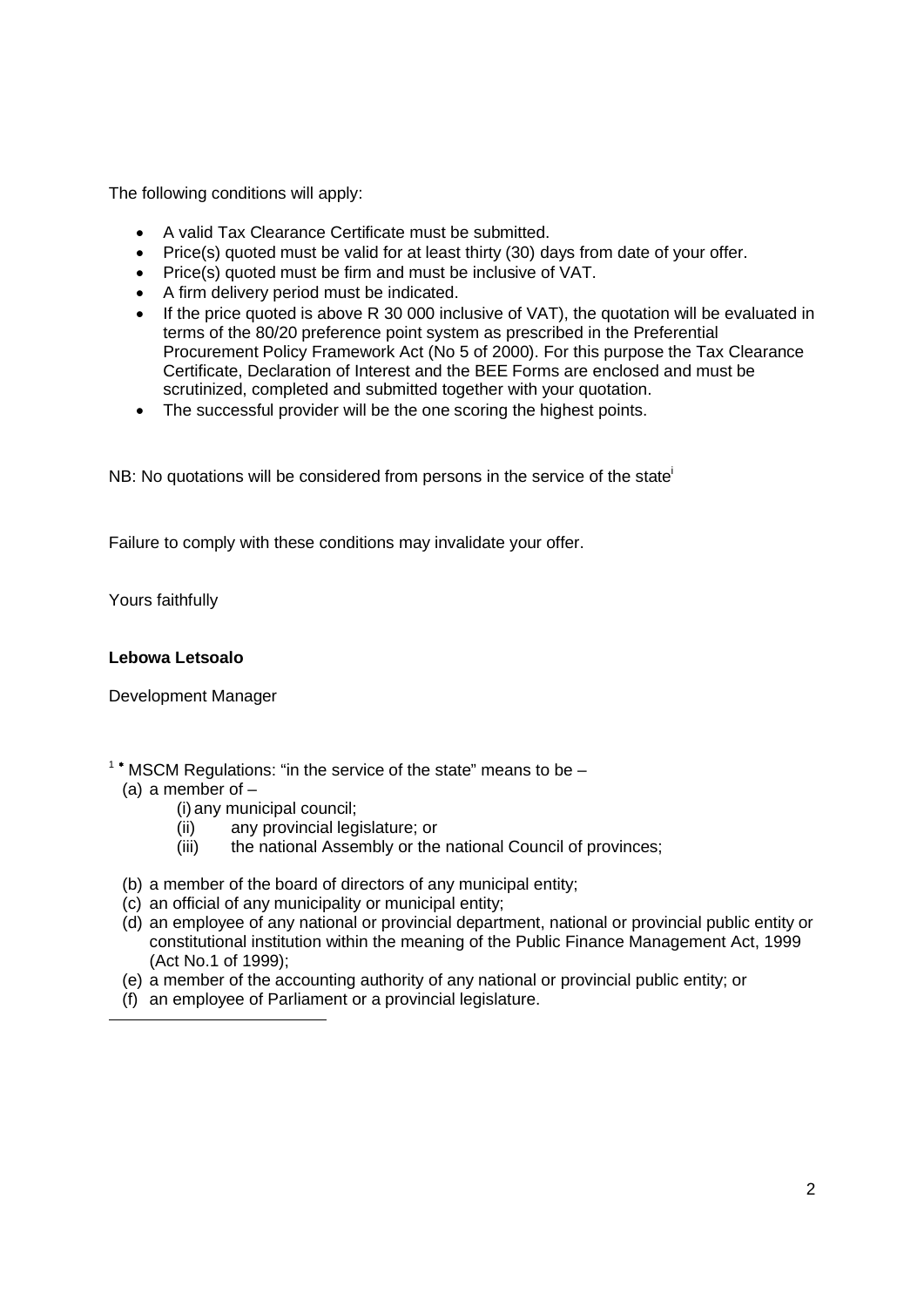The following conditions will apply:

- A valid Tax Clearance Certificate must be submitted.
- Price(s) quoted must be valid for at least thirty (30) days from date of your offer.
- Price(s) quoted must be firm and must be inclusive of VAT.
- A firm delivery period must be indicated.
- If the price quoted is above R 30 000 inclusive of VAT), the quotation will be evaluated in terms of the 80/20 preference point system as prescribed in the Preferential Procurement Policy Framework Act (No 5 of 2000). For this purpose the Tax Clearance Certificate, Declaration of Interest and the BEE Forms are enclosed and must be scrutinized, completed and submitted together with your quotation.
- The successful provider will be the one scoring the highest points.

NB: No quotations will be considered from persons in the service of the state[i]

Failure to comply with these conditions may invalidate your offer.

Yours faithfully

**Lebowa Letsoalo**

Development Manager

---

[1] • MSCM Regulations: "in the service of the state" means to be –

(a) a member of –
  (i) any municipal council;
  (ii) any provincial legislature; or
  (iii) the national Assembly or the national Council of provinces;

(b) a member of the board of directors of any municipal entity;
(c) an official of any municipality or municipal entity;
(d) an employee of any national or provincial department, national or provincial public entity or constitutional institution within the meaning of the Public Finance Management Act, 1999 (Act No.1 of 1999);
(e) a member of the accounting authority of any national or provincial public entity; or
(f) an employee of Parliament or a provincial legislature.